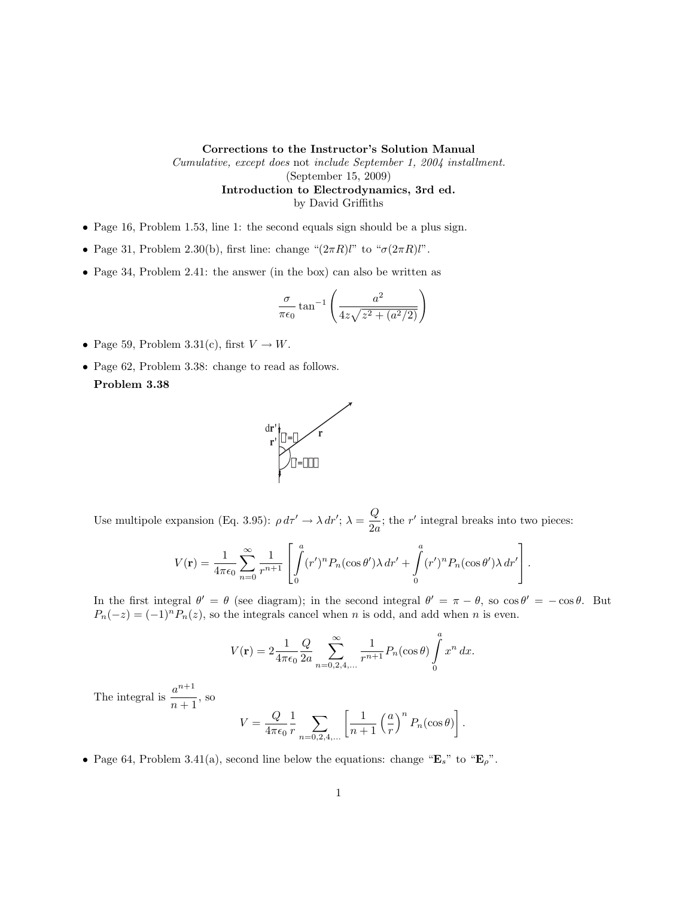**Corrections to the Instructor's Solution Manual**

*Cumulative, except does* not *include September 1, 2004 installment.*

(September 15, 2009)

**Introduction to Electrodynamics, 3rd ed.**

by David Griffiths

- Page 16, Problem 1.53, line 1: the second equals sign should be a plus sign.
- Page 31, Problem 2.30(b), first line: change "$(2\pi R)l$" to "$\sigma(2\pi R)l$".
- Page 34, Problem 2.41: the answer (in the box) can also be written as

$$\frac{\sigma}{\pi\epsilon_0}\tan^{-1}\left(\frac{a^2}{4z\sqrt{z^2+(a^2/2)}}\right)$$

- Page 59, Problem 3.31(c), first $V \to W$.
- Page 62, Problem 3.38: change to read as follows.

**Problem 3.38**

Use multipole expansion (Eq. 3.95): $\rho\, d\tau' \to \lambda\, dr'$; $\lambda = \dfrac{Q}{2a}$; the $r'$ integral breaks into two pieces:

$$V(\mathbf{r}) = \frac{1}{4\pi\epsilon_0}\sum_{n=0}^{\infty}\frac{1}{r^{n+1}}\left[\int_0^a (r')^n P_n(\cos\theta')\lambda\, dr' + \int_0^a (r')^n P_n(\cos\theta')\lambda\, dr'\right].$$

In the first integral $\theta' = \theta$ (see diagram); in the second integral $\theta' = \pi - \theta$, so $\cos\theta' = -\cos\theta$. But $P_n(-z) = (-1)^n P_n(z)$, so the integrals cancel when $n$ is odd, and add when $n$ is even.

$$V(\mathbf{r}) = 2\frac{1}{4\pi\epsilon_0}\frac{Q}{2a}\sum_{n=0,2,4,\dots}^{\infty}\frac{1}{r^{n+1}}P_n(\cos\theta)\int_0^a x^n\, dx.$$

The integral is $\dfrac{a^{n+1}}{n+1}$, so

$$V = \frac{Q}{4\pi\epsilon_0}\frac{1}{r}\sum_{n=0,2,4,\dots}\left[\frac{1}{n+1}\left(\frac{a}{r}\right)^n P_n(\cos\theta)\right].$$

- Page 64, Problem 3.41(a), second line below the equations: change "$\mathbf{E}_s$" to "$\mathbf{E}_\rho$".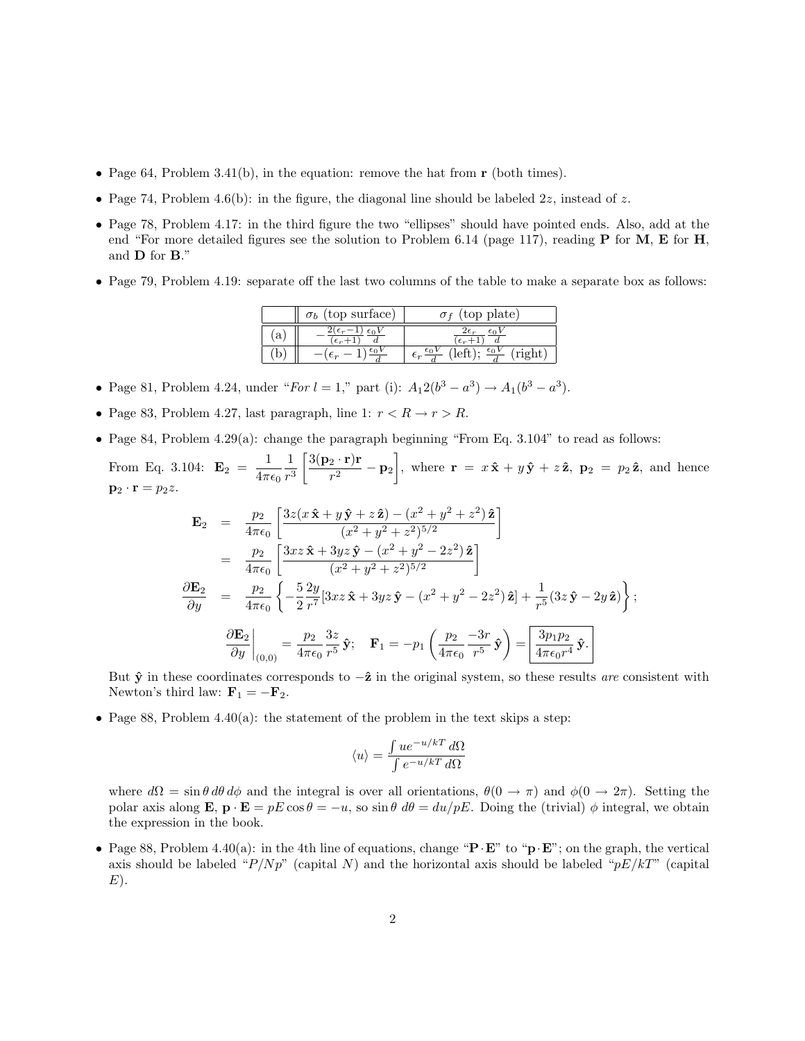- Page 64, Problem 3.41(b), in the equation: remove the hat from $\mathbf{r}$ (both times).

- Page 74, Problem 4.6(b): in the figure, the diagonal line should be labeled $2z$, instead of $z$.

- Page 78, Problem 4.17: in the third figure the two "ellipses" should have pointed ends. Also, add at the end "For more detailed figures see the solution to Problem 6.14 (page 117), reading $\mathbf{P}$ for $\mathbf{M}$, $\mathbf{E}$ for $\mathbf{H}$, and $\mathbf{D}$ for $\mathbf{B}$."

- Page 79, Problem 4.19: separate off the last two columns of the table to make a separate box as follows:

|  | $\sigma_b$ (top surface) | $\sigma_f$ (top plate) |
|---|---|---|
| (a) | $-\frac{2(\epsilon_r-1)}{(\epsilon_r+1)}\frac{\epsilon_0 V}{d}$ | $\frac{2\epsilon_r}{(\epsilon_r+1)}\frac{\epsilon_0 V}{d}$ |
| (b) | $-(\epsilon_r-1)\frac{\epsilon_0 V}{d}$ | $\epsilon_r\frac{\epsilon_0 V}{d}$ (left); $\frac{\epsilon_0 V}{d}$ (right) |

- Page 81, Problem 4.24, under "*For* $l=1$," part (i): $A_1 2(b^3-a^3) \to A_1(b^3-a^3)$.

- Page 83, Problem 4.27, last paragraph, line 1: $r < R \to r > R$.

- Page 84, Problem 4.29(a): change the paragraph beginning "From Eq. 3.104" to read as follows:

  From Eq. 3.104: $\mathbf{E}_2 = \frac{1}{4\pi\epsilon_0}\frac{1}{r^3}\left[\frac{3(\mathbf{p}_2\cdot\mathbf{r})\mathbf{r}}{r^2} - \mathbf{p}_2\right]$, where $\mathbf{r} = x\,\hat{\mathbf{x}} + y\,\hat{\mathbf{y}} + z\,\hat{\mathbf{z}}$, $\mathbf{p}_2 = p_2\,\hat{\mathbf{z}}$, and hence $\mathbf{p}_2\cdot\mathbf{r} = p_2 z$.

$$\begin{aligned}
\mathbf{E}_2 &= \frac{p_2}{4\pi\epsilon_0}\left[\frac{3z(x\,\hat{\mathbf{x}} + y\,\hat{\mathbf{y}} + z\,\hat{\mathbf{z}}) - (x^2+y^2+z^2)\,\hat{\mathbf{z}}}{(x^2+y^2+z^2)^{5/2}}\right] \\
&= \frac{p_2}{4\pi\epsilon_0}\left[\frac{3xz\,\hat{\mathbf{x}} + 3yz\,\hat{\mathbf{y}} - (x^2+y^2-2z^2)\,\hat{\mathbf{z}}}{(x^2+y^2+z^2)^{5/2}}\right] \\
\frac{\partial \mathbf{E}_2}{\partial y} &= \frac{p_2}{4\pi\epsilon_0}\left\{-\frac{5}{2}\frac{2y}{r^7}[3xz\,\hat{\mathbf{x}} + 3yz\,\hat{\mathbf{y}} - (x^2+y^2-2z^2)\,\hat{\mathbf{z}}] + \frac{1}{r^5}(3z\,\hat{\mathbf{y}} - 2y\,\hat{\mathbf{z}})\right\};
\end{aligned}$$

$$\left.\frac{\partial \mathbf{E}_2}{\partial y}\right|_{(0,0)} = \frac{p_2}{4\pi\epsilon_0}\frac{3z}{r^5}\,\hat{\mathbf{y}}; \quad \mathbf{F}_1 = -p_1\left(\frac{p_2}{4\pi\epsilon_0}\frac{-3r}{r^5}\,\hat{\mathbf{y}}\right) = \boxed{\frac{3p_1p_2}{4\pi\epsilon_0 r^4}\,\hat{\mathbf{y}}.}$$

  But $\hat{\mathbf{y}}$ in these coordinates corresponds to $-\hat{\mathbf{z}}$ in the original system, so these results *are* consistent with Newton's third law: $\mathbf{F}_1 = -\mathbf{F}_2$.

- Page 88, Problem 4.40(a): the statement of the problem in the text skips a step:

$$\langle u\rangle = \frac{\int u e^{-u/kT}\,d\Omega}{\int e^{-u/kT}\,d\Omega}$$

  where $d\Omega = \sin\theta\,d\theta\,d\phi$ and the integral is over all orientations, $\theta(0\to\pi)$ and $\phi(0\to 2\pi)$. Setting the polar axis along $\mathbf{E}$, $\mathbf{p}\cdot\mathbf{E} = pE\cos\theta = -u$, so $\sin\theta\,d\theta = du/pE$. Doing the (trivial) $\phi$ integral, we obtain the expression in the book.

- Page 88, Problem 4.40(a): in the 4th line of equations, change "$\mathbf{P}\cdot\mathbf{E}$" to "$\mathbf{p}\cdot\mathbf{E}$"; on the graph, the vertical axis should be labeled "$P/Np$" (capital $N$) and the horizontal axis should be labeled "$pE/kT$" (capital $E$).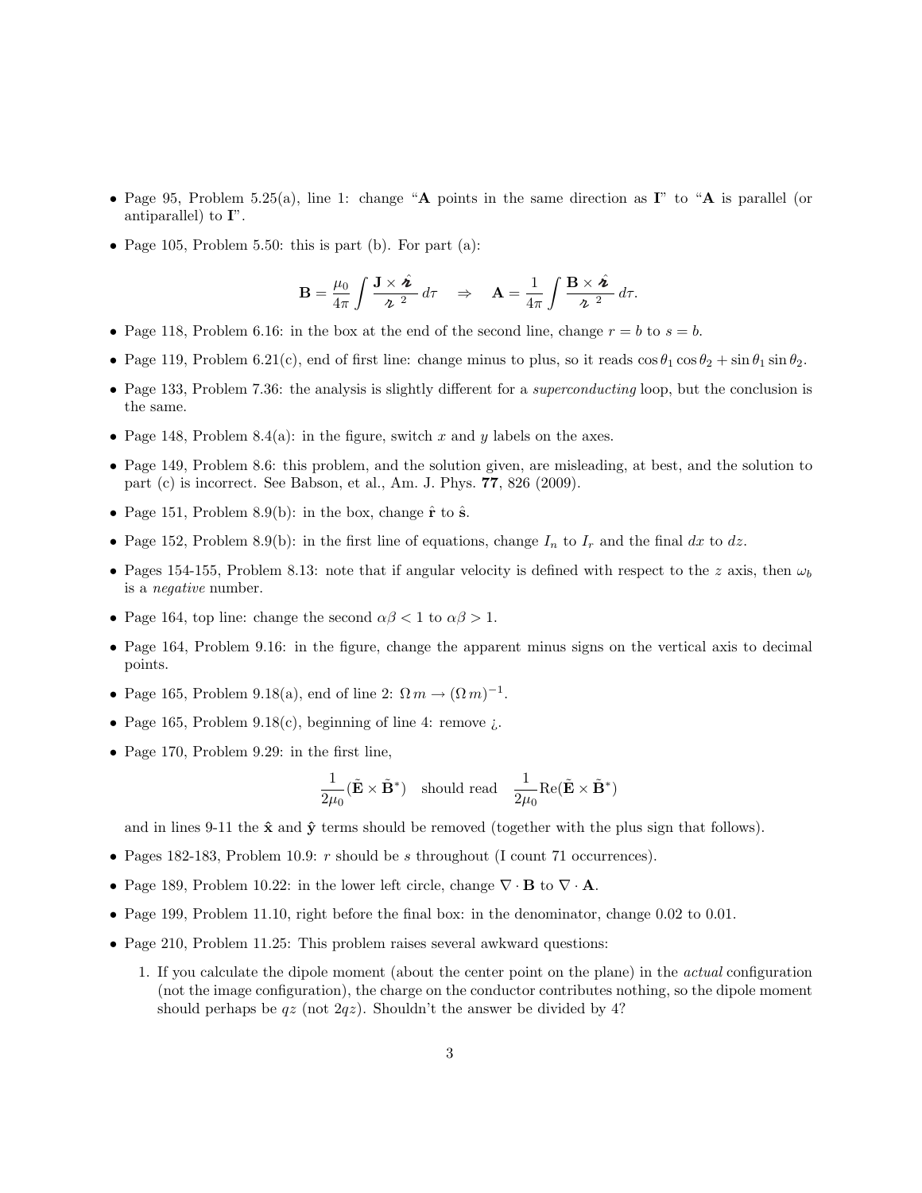- Page 95, Problem 5.25(a), line 1: change "**A** points in the same direction as **I**" to "**A** is parallel (or antiparallel) to **I**".
- Page 105, Problem 5.50: this is part (b). For part (a):

$$\mathbf{B} = \frac{\mu_0}{4\pi}\int \frac{\mathbf{J}\times\hat{\boldsymbol{\mathscr{r}}}}{\mathscr{r}^2}\,d\tau \quad \Rightarrow \quad \mathbf{A} = \frac{1}{4\pi}\int \frac{\mathbf{B}\times\hat{\boldsymbol{\mathscr{r}}}}{\mathscr{r}^2}\,d\tau.$$

- Page 118, Problem 6.16: in the box at the end of the second line, change $r = b$ to $s = b$.
- Page 119, Problem 6.21(c), end of first line: change minus to plus, so it reads $\cos\theta_1\cos\theta_2 + \sin\theta_1\sin\theta_2$.
- Page 133, Problem 7.36: the analysis is slightly different for a *superconducting* loop, but the conclusion is the same.
- Page 148, Problem 8.4(a): in the figure, switch $x$ and $y$ labels on the axes.
- Page 149, Problem 8.6: this problem, and the solution given, are misleading, at best, and the solution to part (c) is incorrect. See Babson, et al., Am. J. Phys. **77**, 826 (2009).
- Page 151, Problem 8.9(b): in the box, change $\hat{\mathbf{r}}$ to $\hat{\mathbf{s}}$.
- Page 152, Problem 8.9(b): in the first line of equations, change $I_n$ to $I_r$ and the final $dx$ to $dz$.
- Pages 154-155, Problem 8.13: note that if angular velocity is defined with respect to the $z$ axis, then $\omega_b$ is a *negative* number.
- Page 164, top line: change the second $\alpha\beta < 1$ to $\alpha\beta > 1$.
- Page 164, Problem 9.16: in the figure, change the apparent minus signs on the vertical axis to decimal points.
- Page 165, Problem 9.18(a), end of line 2: $\Omega\, m \rightarrow (\Omega\, m)^{-1}$.
- Page 165, Problem 9.18(c), beginning of line 4: remove ¿.
- Page 170, Problem 9.29: in the first line,

$$\frac{1}{2\mu_0}(\tilde{\mathbf{E}}\times\tilde{\mathbf{B}}^*) \quad \text{should read} \quad \frac{1}{2\mu_0}\mathrm{Re}(\tilde{\mathbf{E}}\times\tilde{\mathbf{B}}^*)$$

  and in lines 9-11 the $\hat{\mathbf{x}}$ and $\hat{\mathbf{y}}$ terms should be removed (together with the plus sign that follows).
- Pages 182-183, Problem 10.9: $r$ should be $s$ throughout (I count 71 occurrences).
- Page 189, Problem 10.22: in the lower left circle, change $\nabla\cdot\mathbf{B}$ to $\nabla\cdot\mathbf{A}$.
- Page 199, Problem 11.10, right before the final box: in the denominator, change 0.02 to 0.01.
- Page 210, Problem 11.25: This problem raises several awkward questions:
  1. If you calculate the dipole moment (about the center point on the plane) in the *actual* configuration (not the image configuration), the charge on the conductor contributes nothing, so the dipole moment should perhaps be $qz$ (not $2qz$). Shouldn't the answer be divided by 4?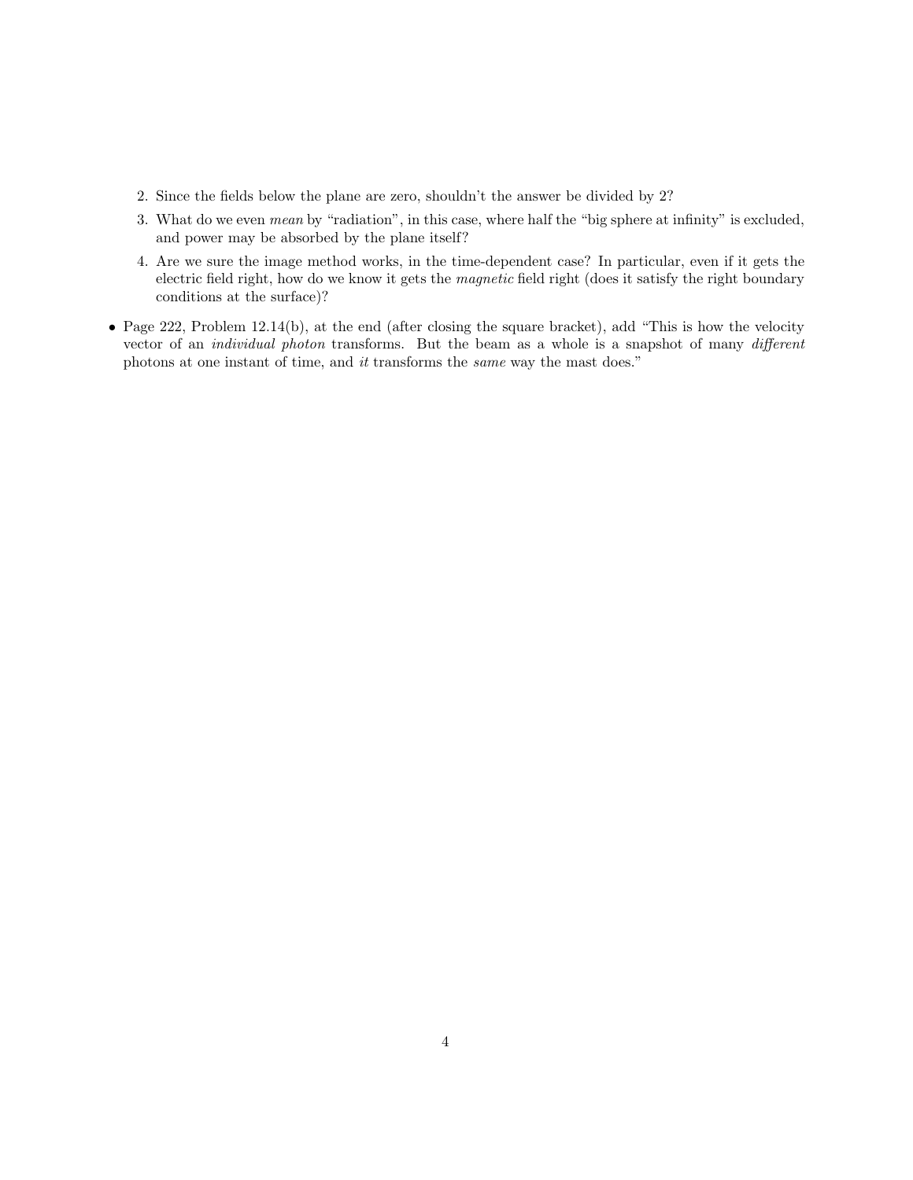2. Since the fields below the plane are zero, shouldn't the answer be divided by 2?
3. What do we even *mean* by "radiation", in this case, where half the "big sphere at infinity" is excluded, and power may be absorbed by the plane itself?
4. Are we sure the image method works, in the time-dependent case? In particular, even if it gets the electric field right, how do we know it gets the *magnetic* field right (does it satisfy the right boundary conditions at the surface)?

- Page 222, Problem 12.14(b), at the end (after closing the square bracket), add "This is how the velocity vector of an *individual photon* transforms. But the beam as a whole is a snapshot of many *different* photons at one instant of time, and *it* transforms the *same* way the mast does."